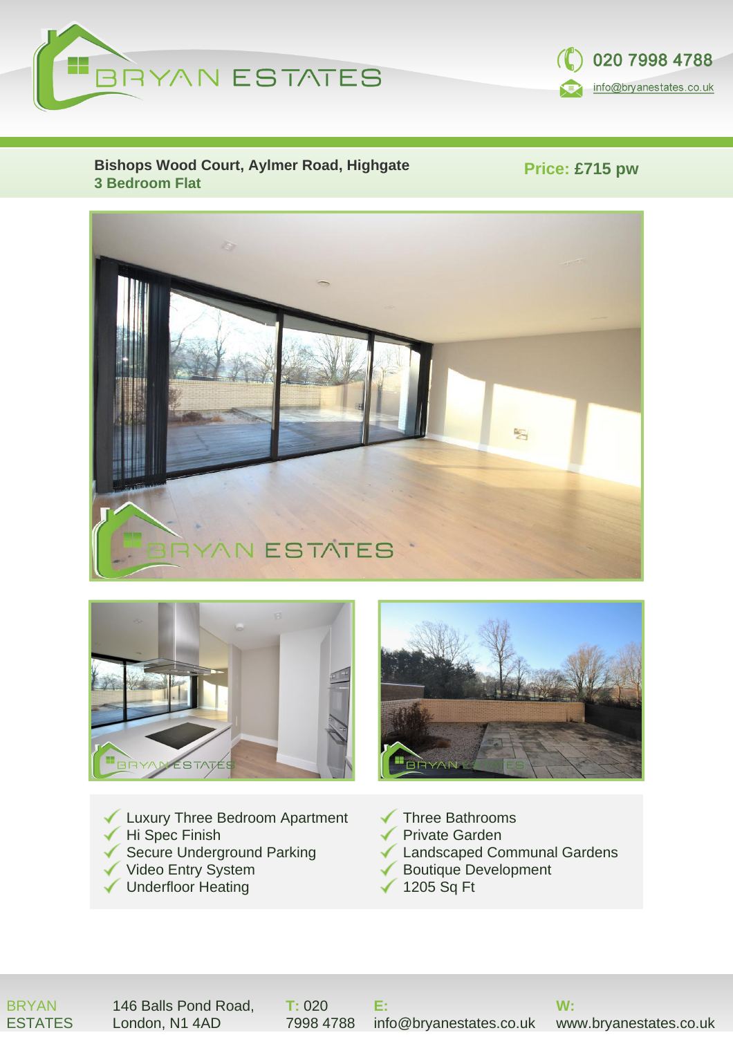BRYAN ESTATES

020 7998 4788

info@bryanestates.co.uk

**Bishops Wood Court, Aylmer Road, Highgate**
**3 Bedroom Flat**

**Price: £715 pw**

- Luxury Three Bedroom Apartment
- Hi Spec Finish
- Secure Underground Parking
- Video Entry System
- Underfloor Heating
- Three Bathrooms
- Private Garden
- Landscaped Communal Gardens
- Boutique Development
- 1205 Sq Ft

BRYAN ESTATES | 146 Balls Pond Road, London, N1 4AD | T: 020 7998 4788 | E: info@bryanestates.co.uk | W: www.bryanestates.co.uk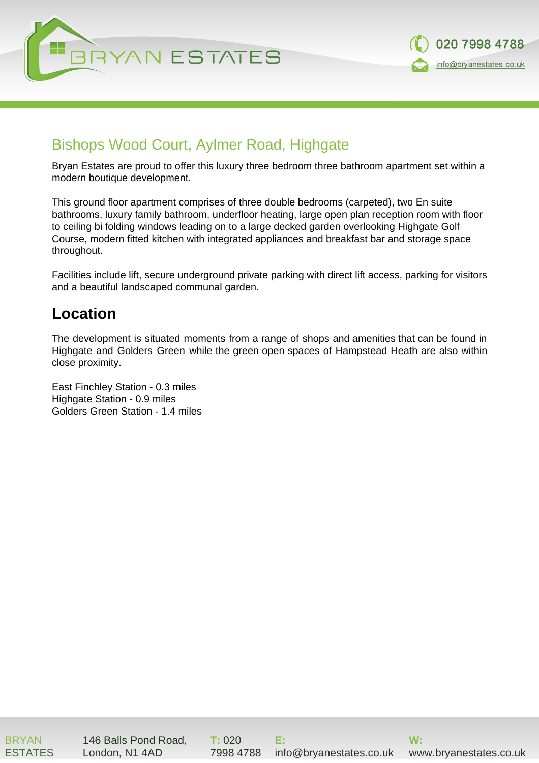## Bishops Wood Court, Aylmer Road, Highgate

Bryan Estates are proud to offer this luxury three bedroom three bathroom apartment set within a modern boutique development.

This ground floor apartment comprises of three double bedrooms (carpeted), two En suite bathrooms, luxury family bathroom, underfloor heating, large open plan reception room with floor to ceiling bi folding windows leading on to a large decked garden overlooking Highgate Golf Course, modern fitted kitchen with integrated appliances and breakfast bar and storage space throughout.

Facilities include lift, secure underground private parking with direct lift access, parking for visitors and a beautiful landscaped communal garden.

## Location

The development is situated moments from a range of shops and amenities that can be found in Highgate and Golders Green while the green open spaces of Hampstead Heath are also within close proximity.

East Finchley Station - 0.3 miles
Highgate Station - 0.9 miles
Golders Green Station - 1.4 miles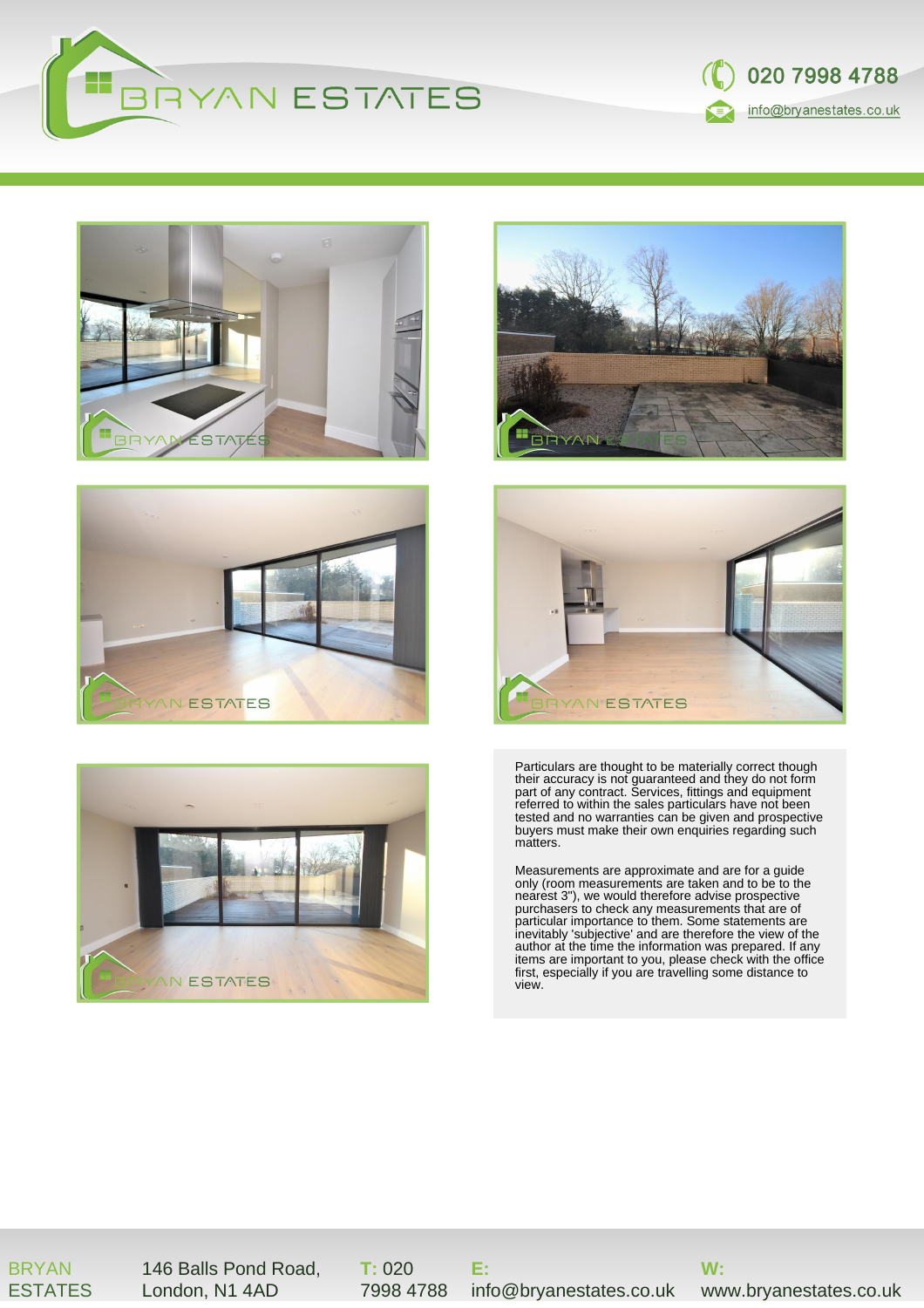Particulars are thought to be materially correct though their accuracy is not guaranteed and they do not form part of any contract. Services, fittings and equipment referred to within the sales particulars have not been tested and no warranties can be given and prospective buyers must make their own enquiries regarding such matters.

Measurements are approximate and are for a guide only (room measurements are taken and to be to the nearest 3"), we would therefore advise prospective purchasers to check any measurements that are of particular importance to them. Some statements are inevitably 'subjective' and are therefore the view of the author at the time the information was prepared. If any items are important to you, please check with the office first, especially if you are travelling some distance to view.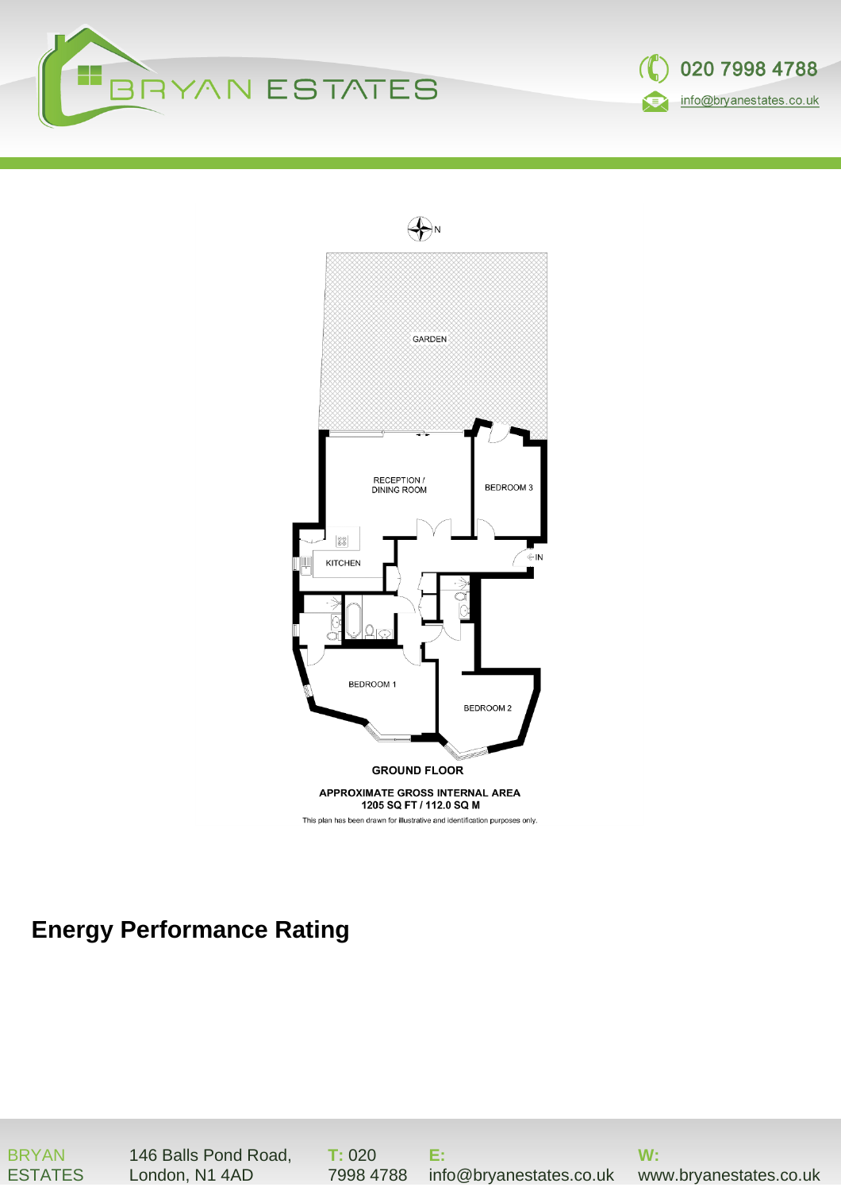GROUND FLOOR

APPROXIMATE GROSS INTERNAL AREA
1205 SQ FT / 112.0 SQ M

This plan has been drawn for illustrative and identification purposes only.

GARDEN

RECEPTION / DINING ROOM

BEDROOM 3

KITCHEN

IN

BEDROOM 1

BEDROOM 2

## Energy Performance Rating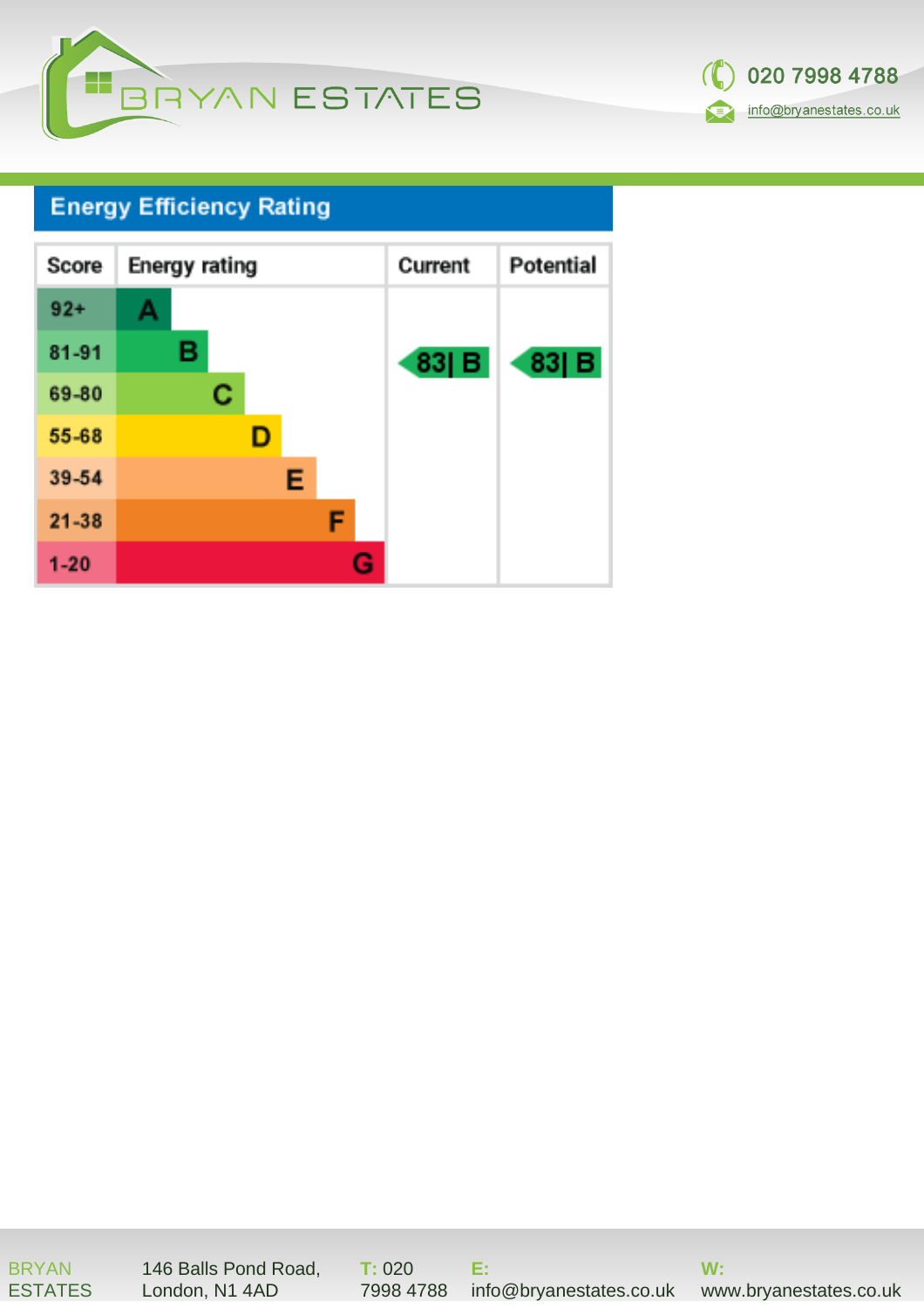## Energy Efficiency Rating

| Score | Energy rating | Current | Potential |
|---|---|---|---|
| 92+ | A | | |
| 81-91 | B | 83\| B | 83\| B |
| 69-80 | C | | |
| 55-68 | D | | |
| 39-54 | E | | |
| 21-38 | F | | |
| 1-20 | G | | |